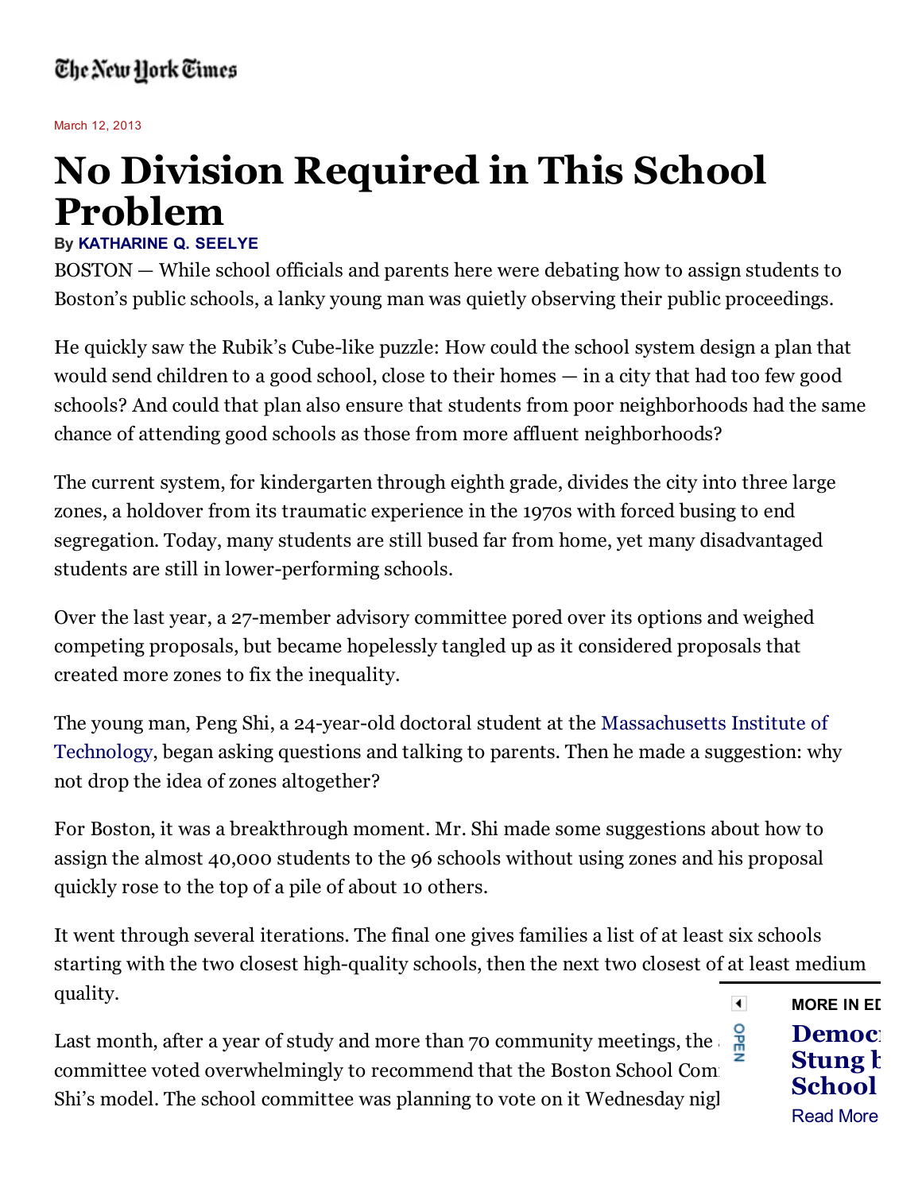March 12, 2013

# No Division Required in This School Problem

By KATHARINE Q. SEELYE

BOSTON — While school officials and parents here were debating how to assign students to Boston's public schools, a lanky young man was quietly observing their public proceedings.

He quickly saw the Rubik's Cube-like puzzle: How could the school system design a plan that would send children to a good school, close to their homes — in a city that had too few good schools? And could that plan also ensure that students from poor neighborhoods had the same chance of attending good schools as those from more affluent neighborhoods?

The current system, for kindergarten through eighth grade, divides the city into three large zones, a holdover from its traumatic experience in the 1970s with forced busing to end segregation. Today, many students are still bused far from home, yet many disadvantaged students are still in lower-performing schools.

Over the last year, a 27-member advisory committee pored over its options and weighed competing proposals, but became hopelessly tangled up as it considered proposals that created more zones to fix the inequality.

The young man, Peng Shi, a 24-year-old doctoral student at the Massachusetts Institute of Technology, began asking questions and talking to parents. Then he made a suggestion: why not drop the idea of zones altogether?

For Boston, it was a breakthrough moment. Mr. Shi made some suggestions about how to assign the almost 40,000 students to the 96 schools without using zones and his proposal quickly rose to the top of a pile of about 10 others.

It went through several iterations. The final one gives families a list of at least six schools starting with the two closest high-quality schools, then the next two closest of at least medium quality.

Last month, after a year of study and more than 70 community meetings, the committee voted overwhelmingly to recommend that the Boston School Com Shi's model. The school committee was planning to vote on it Wednesday nigl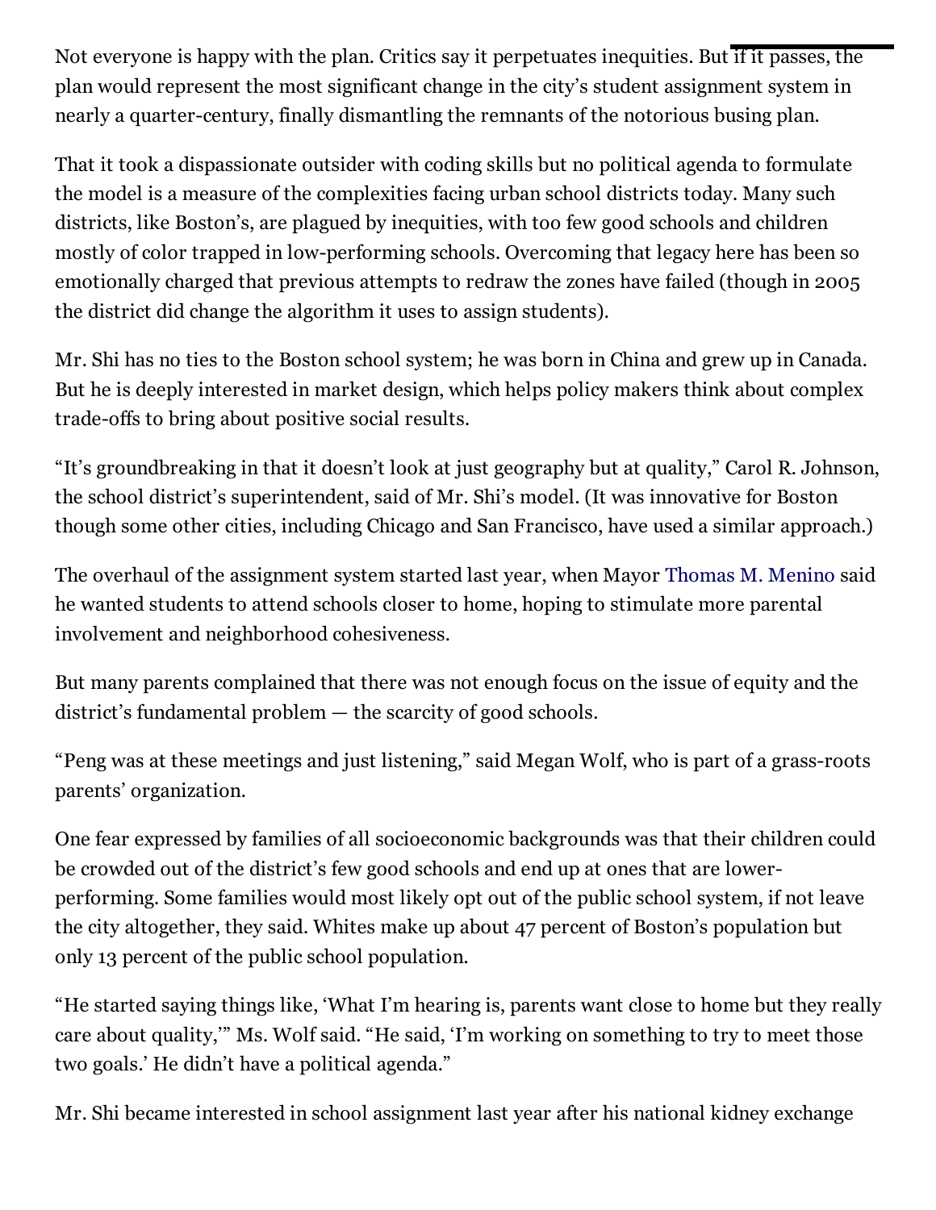Not everyone is happy with the plan. Critics say it perpetuates inequities. But if it passes, the plan would represent the most significant change in the city's student assignment system in nearly a quarter-century, finally dismantling the remnants of the notorious busing plan.

That it took a dispassionate outsider with coding skills but no political agenda to formulate the model is a measure of the complexities facing urban school districts today. Many such districts, like Boston's, are plagued by inequities, with too few good schools and children mostly of color trapped in low-performing schools. Overcoming that legacy here has been so emotionally charged that previous attempts to redraw the zones have failed (though in 2005 the district did change the algorithm it uses to assign students).

Mr. Shi has no ties to the Boston school system; he was born in China and grew up in Canada. But he is deeply interested in market design, which helps policy makers think about complex trade-offs to bring about positive social results.

"It's groundbreaking in that it doesn't look at just geography but at quality," Carol R. Johnson, the school district's superintendent, said of Mr. Shi's model. (It was innovative for Boston though some other cities, including Chicago and San Francisco, have used a similar approach.)

The overhaul of the assignment system started last year, when Mayor Thomas M. Menino said he wanted students to attend schools closer to home, hoping to stimulate more parental involvement and neighborhood cohesiveness.

But many parents complained that there was not enough focus on the issue of equity and the district's fundamental problem — the scarcity of good schools.

"Peng was at these meetings and just listening," said Megan Wolf, who is part of a grass-roots parents' organization.

One fear expressed by families of all socioeconomic backgrounds was that their children could be crowded out of the district's few good schools and end up at ones that are lower-performing. Some families would most likely opt out of the public school system, if not leave the city altogether, they said. Whites make up about 47 percent of Boston's population but only 13 percent of the public school population.

"He started saying things like, 'What I'm hearing is, parents want close to home but they really care about quality,'" Ms. Wolf said. "He said, 'I'm working on something to try to meet those two goals.' He didn't have a political agenda."

Mr. Shi became interested in school assignment last year after his national kidney exchange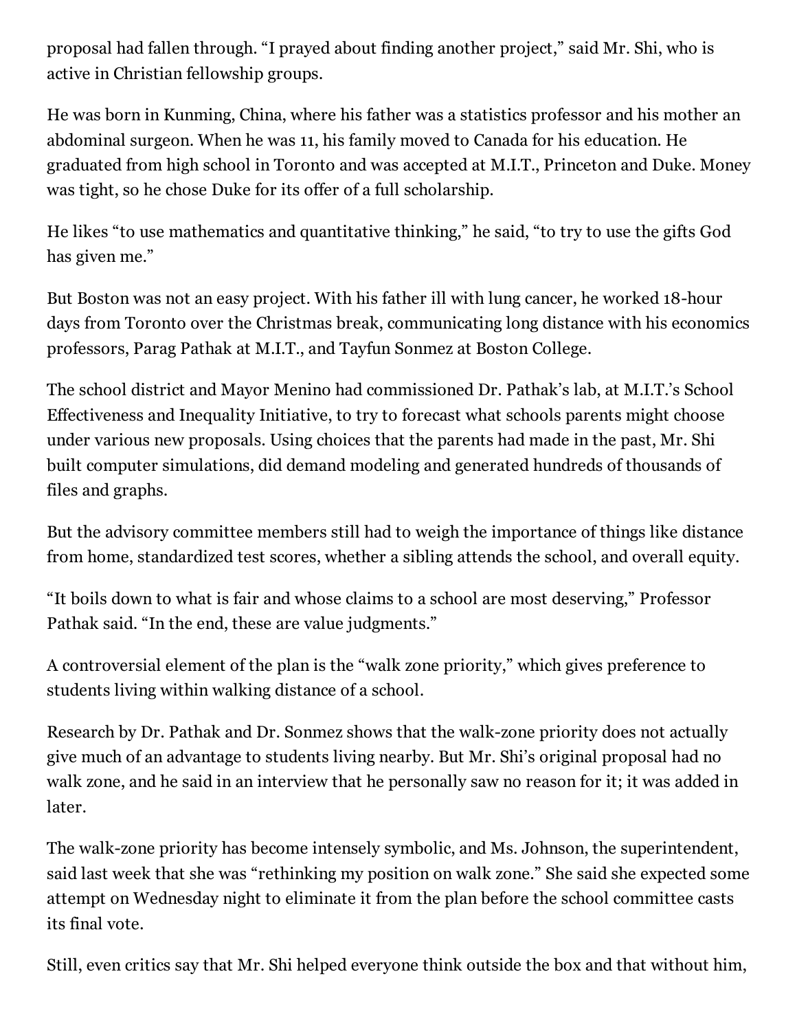proposal had fallen through. "I prayed about finding another project," said Mr. Shi, who is active in Christian fellowship groups.

He was born in Kunming, China, where his father was a statistics professor and his mother an abdominal surgeon. When he was 11, his family moved to Canada for his education. He graduated from high school in Toronto and was accepted at M.I.T., Princeton and Duke. Money was tight, so he chose Duke for its offer of a full scholarship.

He likes "to use mathematics and quantitative thinking," he said, "to try to use the gifts God has given me."

But Boston was not an easy project. With his father ill with lung cancer, he worked 18-hour days from Toronto over the Christmas break, communicating long distance with his economics professors, Parag Pathak at M.I.T., and Tayfun Sonmez at Boston College.

The school district and Mayor Menino had commissioned Dr. Pathak's lab, at M.I.T.'s School Effectiveness and Inequality Initiative, to try to forecast what schools parents might choose under various new proposals. Using choices that the parents had made in the past, Mr. Shi built computer simulations, did demand modeling and generated hundreds of thousands of files and graphs.

But the advisory committee members still had to weigh the importance of things like distance from home, standardized test scores, whether a sibling attends the school, and overall equity.

"It boils down to what is fair and whose claims to a school are most deserving," Professor Pathak said. "In the end, these are value judgments."

A controversial element of the plan is the "walk zone priority," which gives preference to students living within walking distance of a school.

Research by Dr. Pathak and Dr. Sonmez shows that the walk-zone priority does not actually give much of an advantage to students living nearby. But Mr. Shi's original proposal had no walk zone, and he said in an interview that he personally saw no reason for it; it was added in later.

The walk-zone priority has become intensely symbolic, and Ms. Johnson, the superintendent, said last week that she was "rethinking my position on walk zone." She said she expected some attempt on Wednesday night to eliminate it from the plan before the school committee casts its final vote.

Still, even critics say that Mr. Shi helped everyone think outside the box and that without him,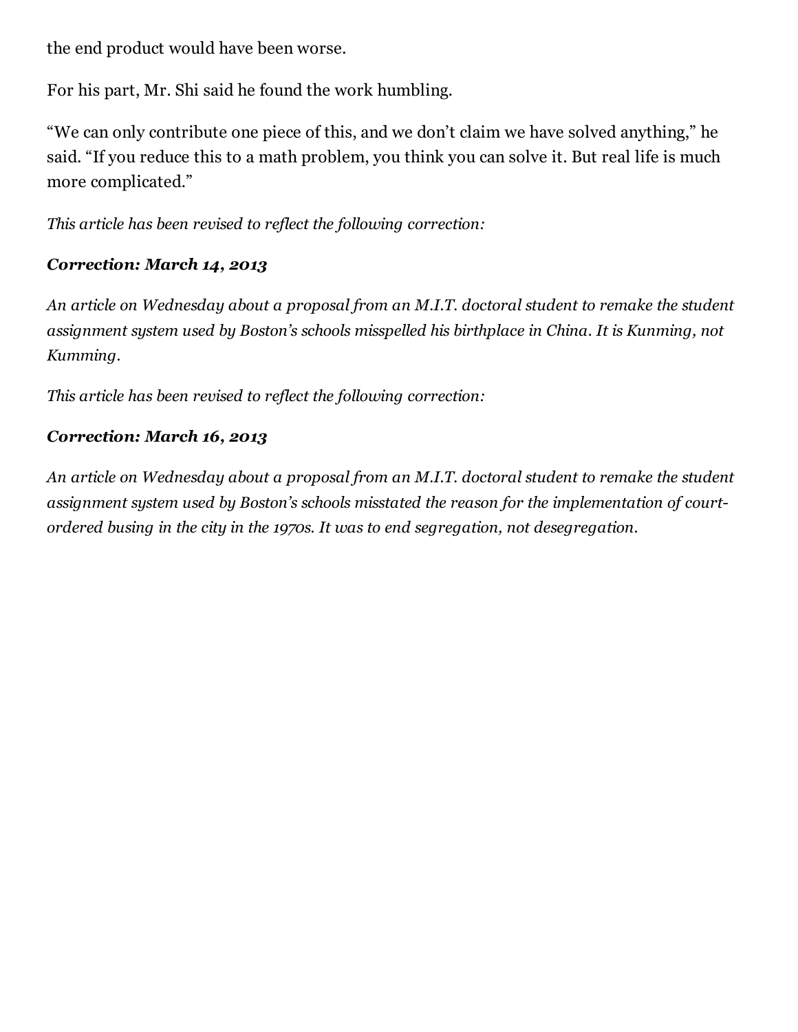the end product would have been worse.

For his part, Mr. Shi said he found the work humbling.

“We can only contribute one piece of this, and we don’t claim we have solved anything,” he said. “If you reduce this to a math problem, you think you can solve it. But real life is much more complicated.”

*This article has been revised to reflect the following correction:*

***Correction: March 14, 2013***

*An article on Wednesday about a proposal from an M.I.T. doctoral student to remake the student assignment system used by Boston’s schools misspelled his birthplace in China. It is Kunming, not Kumming.*

*This article has been revised to reflect the following correction:*

***Correction: March 16, 2013***

*An article on Wednesday about a proposal from an M.I.T. doctoral student to remake the student assignment system used by Boston’s schools misstated the reason for the implementation of court-ordered busing in the city in the 1970s. It was to end segregation, not desegregation.*